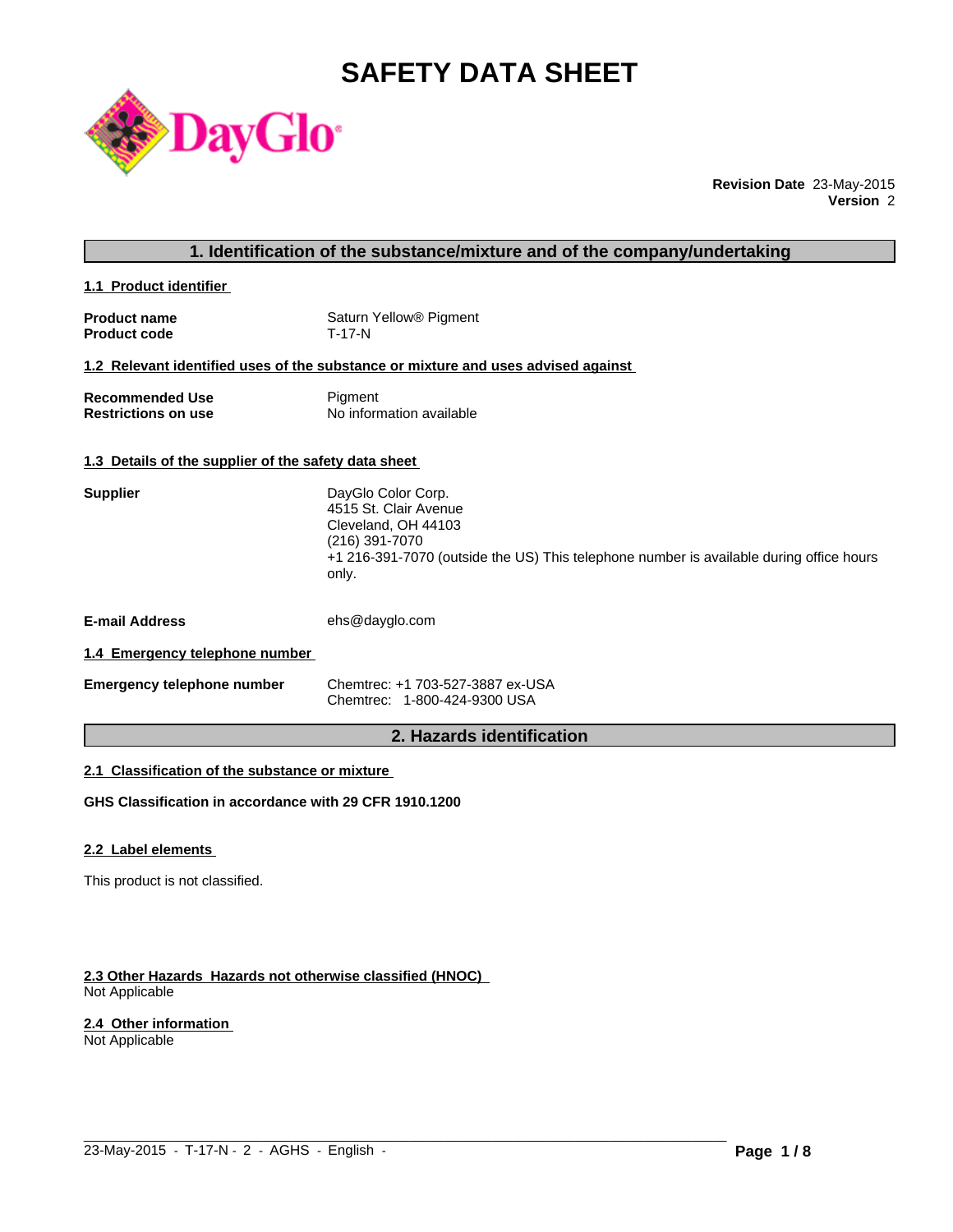# SAFETY DATA SHEET

**Revision Date** 23-May-2015
**Version** 2

## 1. Identification of the substance/mixture and of the company/undertaking

### 1.1 Product identifier

**Product name** Saturn Yellow® Pigment
**Product code** T-17-N

### 1.2 Relevant identified uses of the substance or mixture and uses advised against

**Recommended Use** Pigment
**Restrictions on use** No information available

### 1.3 Details of the supplier of the safety data sheet

**Supplier**
DayGlo Color Corp.
4515 St. Clair Avenue
Cleveland, OH 44103
(216) 391-7070
+1 216-391-7070 (outside the US) This telephone number is available during office hours only.

**E-mail Address** ehs@dayglo.com

### 1.4 Emergency telephone number

**Emergency telephone number**
Chemtrec: +1 703-527-3887 ex-USA
Chemtrec: 1-800-424-9300 USA

## 2. Hazards identification

### 2.1 Classification of the substance or mixture

**GHS Classification in accordance with 29 CFR 1910.1200**

### 2.2 Label elements

This product is not classified.

### 2.3 Other Hazards Hazards not otherwise classified (HNOC)

Not Applicable

### 2.4 Other information

Not Applicable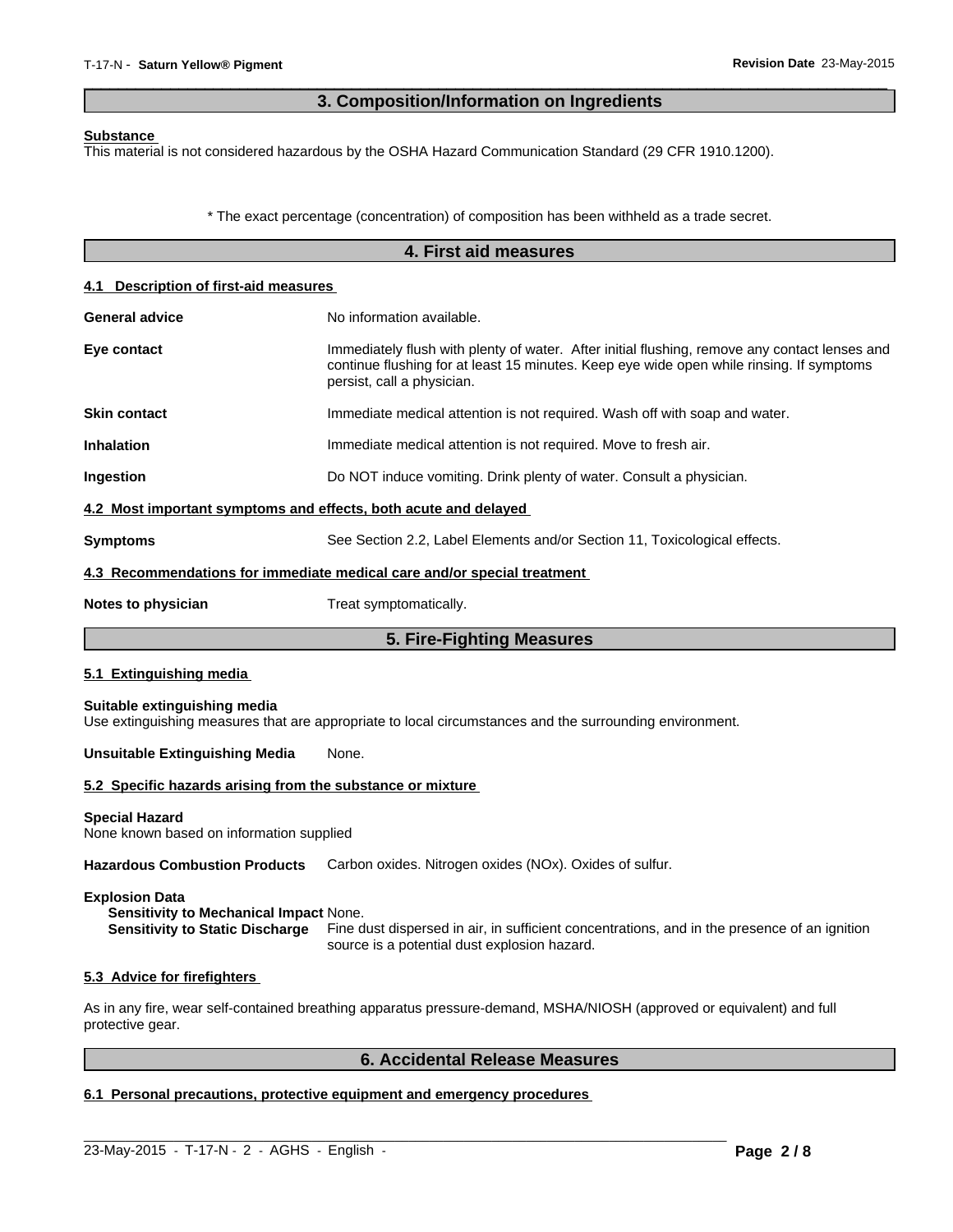## 3. Composition/Information on Ingredients

**Substance**

This material is not considered hazardous by the OSHA Hazard Communication Standard (29 CFR 1910.1200).

* The exact percentage (concentration) of composition has been withheld as a trade secret.

## 4. First aid measures

### 4.1 Description of first-aid measures

**General advice** No information available.

**Eye contact** Immediately flush with plenty of water. After initial flushing, remove any contact lenses and continue flushing for at least 15 minutes. Keep eye wide open while rinsing. If symptoms persist, call a physician.

**Skin contact** Immediate medical attention is not required. Wash off with soap and water.

**Inhalation** Immediate medical attention is not required. Move to fresh air.

**Ingestion** Do NOT induce vomiting. Drink plenty of water. Consult a physician.

### 4.2 Most important symptoms and effects, both acute and delayed

**Symptoms** See Section 2.2, Label Elements and/or Section 11, Toxicological effects.

### 4.3 Recommendations for immediate medical care and/or special treatment

**Notes to physician** Treat symptomatically.

## 5. Fire-Fighting Measures

### 5.1 Extinguishing media

**Suitable extinguishing media**

Use extinguishing measures that are appropriate to local circumstances and the surrounding environment.

**Unsuitable Extinguishing Media** None.

### 5.2 Specific hazards arising from the substance or mixture

**Special Hazard**

None known based on information supplied

**Hazardous Combustion Products** Carbon oxides. Nitrogen oxides (NOx). Oxides of sulfur.

**Explosion Data**

**Sensitivity to Mechanical Impact** None.

**Sensitivity to Static Discharge** Fine dust dispersed in air, in sufficient concentrations, and in the presence of an ignition source is a potential dust explosion hazard.

### 5.3 Advice for firefighters

As in any fire, wear self-contained breathing apparatus pressure-demand, MSHA/NIOSH (approved or equivalent) and full protective gear.

## 6. Accidental Release Measures

### 6.1 Personal precautions, protective equipment and emergency procedures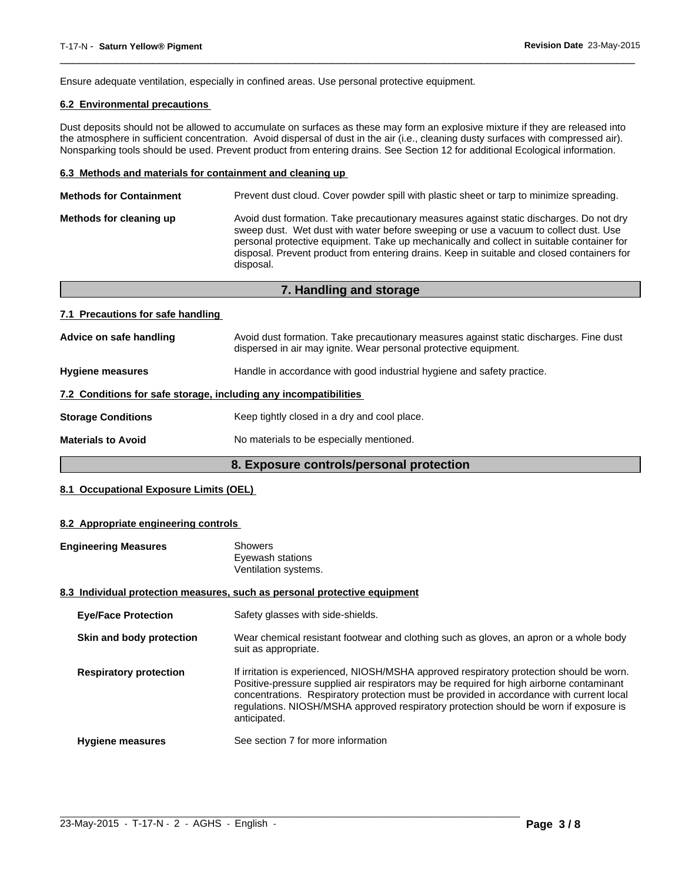Ensure adequate ventilation, especially in confined areas. Use personal protective equipment.

### 6.2 Environmental precautions

Dust deposits should not be allowed to accumulate on surfaces as these may form an explosive mixture if they are released into the atmosphere in sufficient concentration. Avoid dispersal of dust in the air (i.e., cleaning dusty surfaces with compressed air). Nonsparking tools should be used. Prevent product from entering drains. See Section 12 for additional Ecological information.

### 6.3 Methods and materials for containment and cleaning up

**Methods for Containment**: Prevent dust cloud. Cover powder spill with plastic sheet or tarp to minimize spreading.

**Methods for cleaning up**: Avoid dust formation. Take precautionary measures against static discharges. Do not dry sweep dust. Wet dust with water before sweeping or use a vacuum to collect dust. Use personal protective equipment. Take up mechanically and collect in suitable container for disposal. Prevent product from entering drains. Keep in suitable and closed containers for disposal.

## 7. Handling and storage

### 7.1 Precautions for safe handling

**Advice on safe handling**: Avoid dust formation. Take precautionary measures against static discharges. Fine dust dispersed in air may ignite. Wear personal protective equipment.

**Hygiene measures**: Handle in accordance with good industrial hygiene and safety practice.

### 7.2 Conditions for safe storage, including any incompatibilities

**Storage Conditions**: Keep tightly closed in a dry and cool place.

**Materials to Avoid**: No materials to be especially mentioned.

## 8. Exposure controls/personal protection

### 8.1 Occupational Exposure Limits (OEL)

### 8.2 Appropriate engineering controls

**Engineering Measures**: Showers
Eyewash stations
Ventilation systems.

### 8.3 Individual protection measures, such as personal protective equipment

**Eye/Face Protection**: Safety glasses with side-shields.

**Skin and body protection**: Wear chemical resistant footwear and clothing such as gloves, an apron or a whole body suit as appropriate.

**Respiratory protection**: If irritation is experienced, NIOSH/MSHA approved respiratory protection should be worn. Positive-pressure supplied air respirators may be required for high airborne contaminant concentrations. Respiratory protection must be provided in accordance with current local regulations. NIOSH/MSHA approved respiratory protection should be worn if exposure is anticipated.

**Hygiene measures**: See section 7 for more information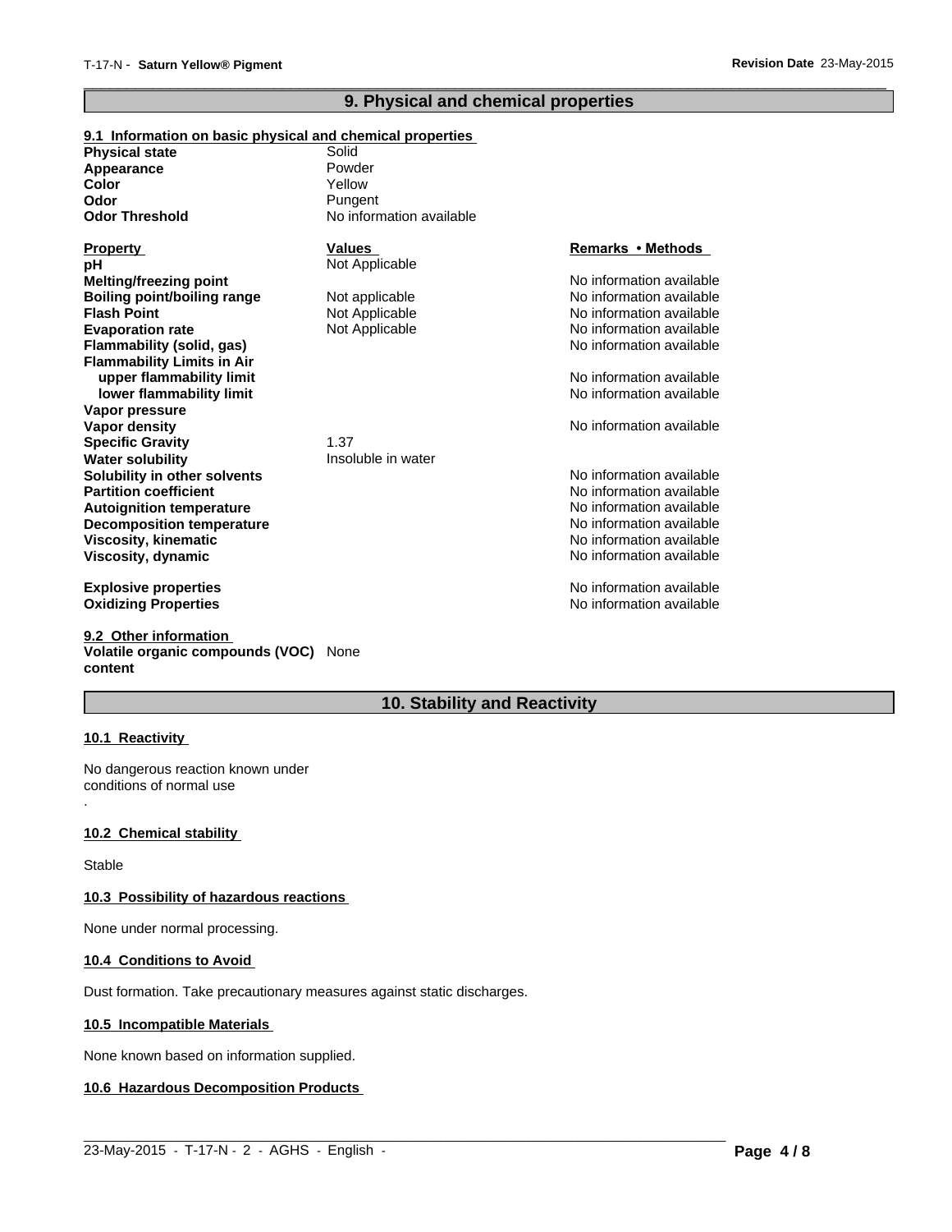## 9. Physical and chemical properties

### 9.1 Information on basic physical and chemical properties

| | |
|---|---|
| **Physical state** | Solid |
| **Appearance** | Powder |
| **Color** | Yellow |
| **Odor** | Pungent |
| **Odor Threshold** | No information available |

| **Property** | **Values** | **Remarks • Methods** |
|---|---|---|
| **pH** | Not Applicable | |
| **Melting/freezing point** | | No information available |
| **Boiling point/boiling range** | Not applicable | No information available |
| **Flash Point** | Not Applicable | No information available |
| **Evaporation rate** | Not Applicable | No information available |
| **Flammability (solid, gas)** | | No information available |
| **Flammability Limits in Air** | | |
| **upper flammability limit** | | No information available |
| **lower flammability limit** | | No information available |
| **Vapor pressure** | | |
| **Vapor density** | | No information available |
| **Specific Gravity** | 1.37 | |
| **Water solubility** | Insoluble in water | |
| **Solubility in other solvents** | | No information available |
| **Partition coefficient** | | No information available |
| **Autoignition temperature** | | No information available |
| **Decomposition temperature** | | No information available |
| **Viscosity, kinematic** | | No information available |
| **Viscosity, dynamic** | | No information available |
| **Explosive properties** | | No information available |
| **Oxidizing Properties** | | No information available |

### 9.2 Other information

**Volatile organic compounds (VOC) content** None

## 10. Stability and Reactivity

### 10.1 Reactivity

No dangerous reaction known under conditions of normal use

.

### 10.2 Chemical stability

Stable

### 10.3 Possibility of hazardous reactions

None under normal processing.

### 10.4 Conditions to Avoid

Dust formation. Take precautionary measures against static discharges.

### 10.5 Incompatible Materials

None known based on information supplied.

### 10.6 Hazardous Decomposition Products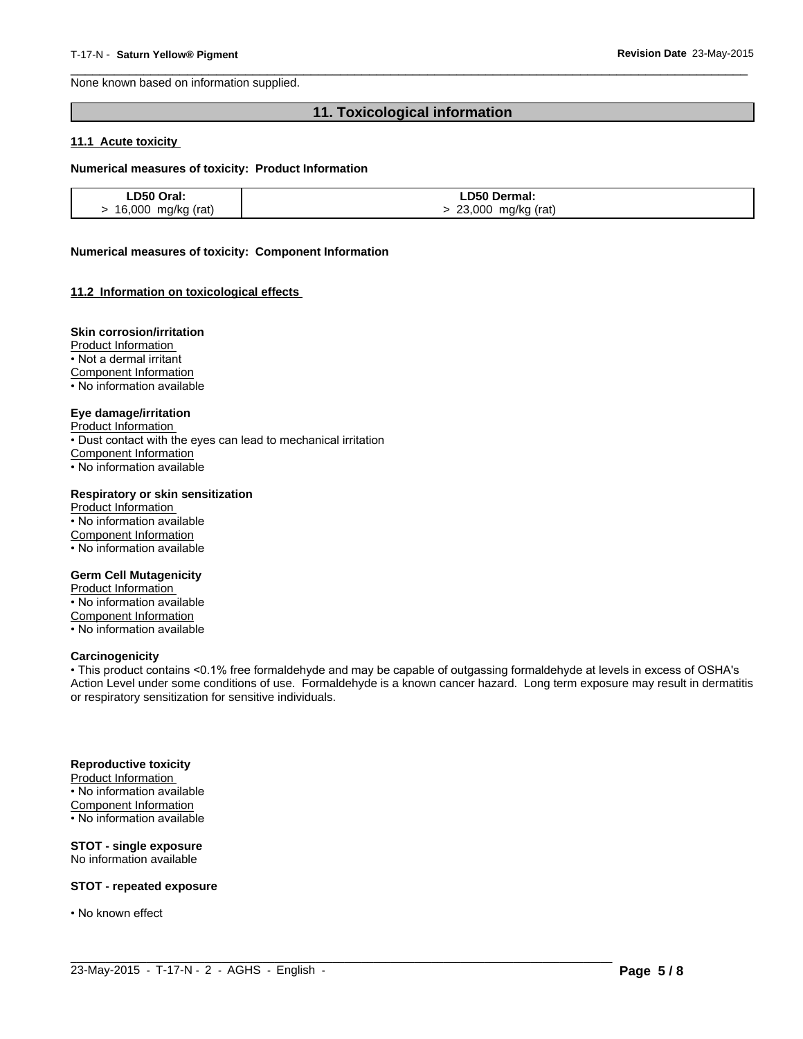None known based on information supplied.

## 11. Toxicological information

### 11.1 Acute toxicity

**Numerical measures of toxicity: Product Information**

| LD50 Oral: | LD50 Dermal: |
|---|---|
| > 16,000 mg/kg (rat) | > 23,000 mg/kg (rat) |

**Numerical measures of toxicity: Component Information**

### 11.2 Information on toxicological effects

**Skin corrosion/irritation**
Product Information
• Not a dermal irritant
Component Information
• No information available

**Eye damage/irritation**
Product Information
• Dust contact with the eyes can lead to mechanical irritation
Component Information
• No information available

**Respiratory or skin sensitization**
Product Information
• No information available
Component Information
• No information available

**Germ Cell Mutagenicity**
Product Information
• No information available
Component Information
• No information available

**Carcinogenicity**
• This product contains <0.1% free formaldehyde and may be capable of outgassing formaldehyde at levels in excess of OSHA's Action Level under some conditions of use. Formaldehyde is a known cancer hazard. Long term exposure may result in dermatitis or respiratory sensitization for sensitive individuals.

**Reproductive toxicity**
Product Information
• No information available
Component Information
• No information available

**STOT - single exposure**
No information available

**STOT - repeated exposure**

• No known effect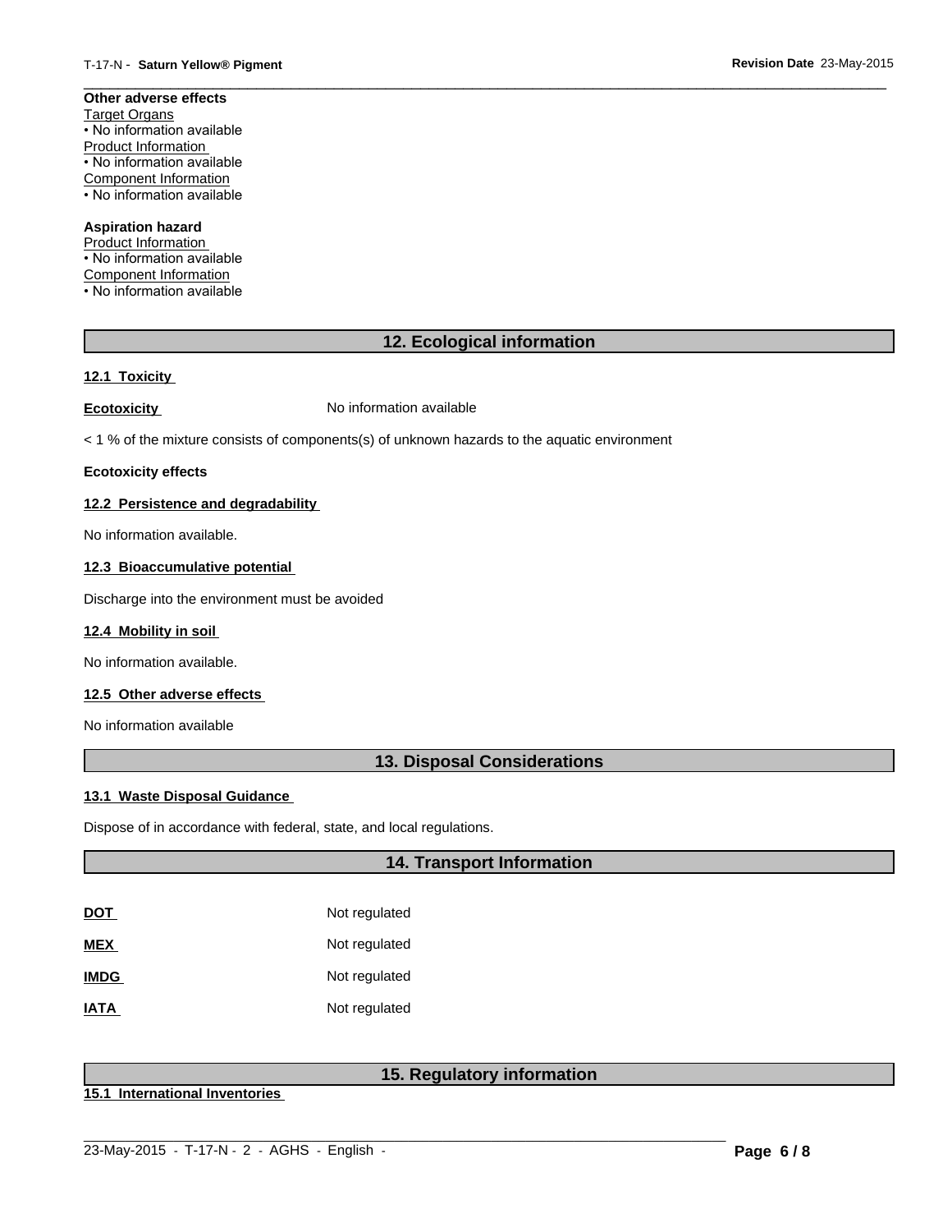**Other adverse effects**

Target Organs
• No information available

Product Information
• No information available

Component Information
• No information available

**Aspiration hazard**

Product Information
• No information available

Component Information
• No information available

## 12. Ecological information

### 12.1 Toxicity

**Ecotoxicity** No information available

< 1 % of the mixture consists of components(s) of unknown hazards to the aquatic environment

**Ecotoxicity effects**

### 12.2 Persistence and degradability

No information available.

### 12.3 Bioaccumulative potential

Discharge into the environment must be avoided

### 12.4 Mobility in soil

No information available.

### 12.5 Other adverse effects

No information available

## 13. Disposal Considerations

### 13.1 Waste Disposal Guidance

Dispose of in accordance with federal, state, and local regulations.

## 14. Transport Information

| | |
|---|---|
| **DOT** | Not regulated |
| **MEX** | Not regulated |
| **IMDG** | Not regulated |
| **IATA** | Not regulated |

## 15. Regulatory information

### 15.1 International Inventories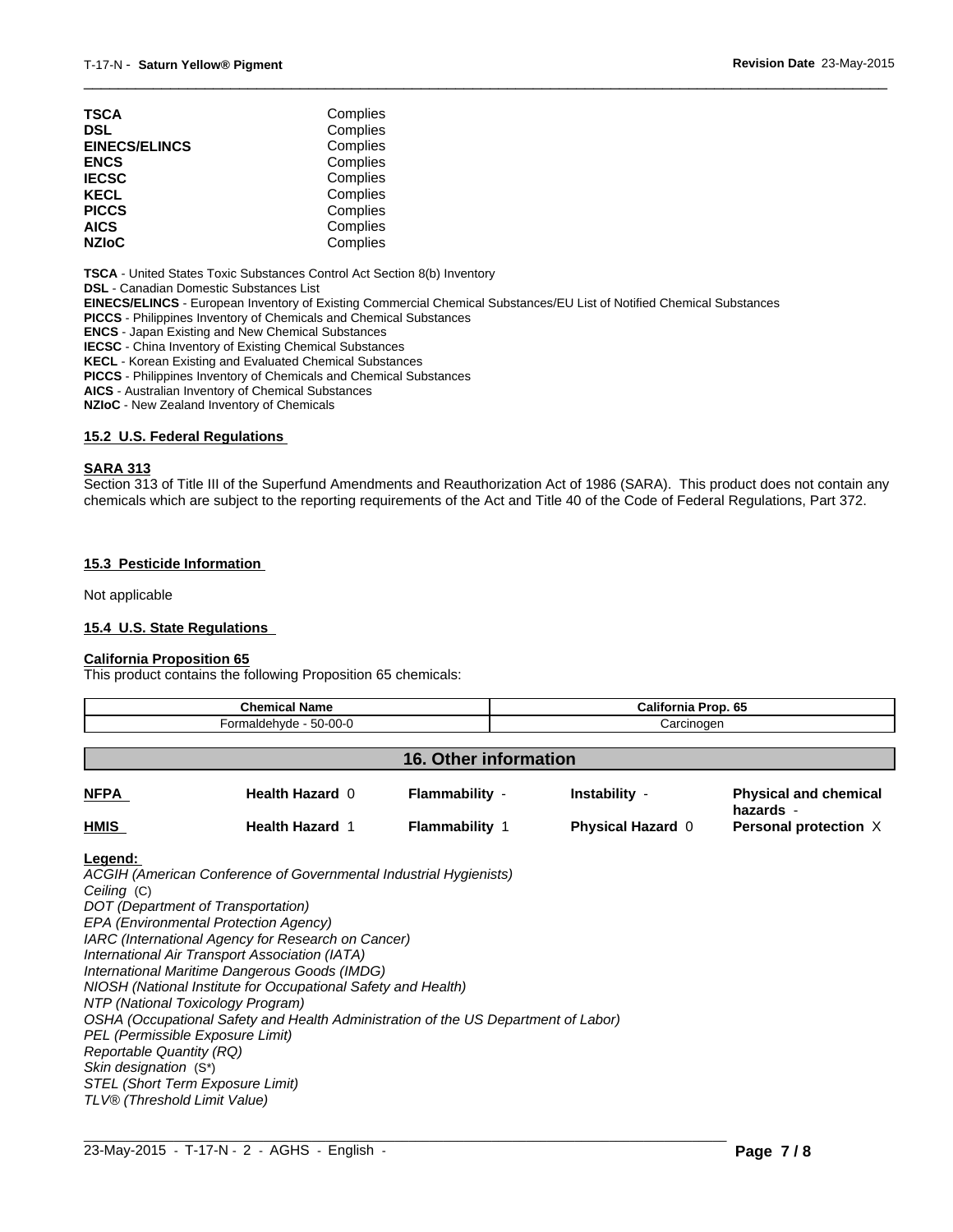| | |
|---|---|
| **TSCA** | Complies |
| **DSL** | Complies |
| **EINECS/ELINCS** | Complies |
| **ENCS** | Complies |
| **IECSC** | Complies |
| **KECL** | Complies |
| **PICCS** | Complies |
| **AICS** | Complies |
| **NZIoC** | Complies |

**TSCA** - United States Toxic Substances Control Act Section 8(b) Inventory
**DSL** - Canadian Domestic Substances List
**EINECS/ELINCS** - European Inventory of Existing Commercial Chemical Substances/EU List of Notified Chemical Substances
**PICCS** - Philippines Inventory of Chemicals and Chemical Substances
**ENCS** - Japan Existing and New Chemical Substances
**IECSC** - China Inventory of Existing Chemical Substances
**KECL** - Korean Existing and Evaluated Chemical Substances
**PICCS** - Philippines Inventory of Chemicals and Chemical Substances
**AICS** - Australian Inventory of Chemical Substances
**NZIoC** - New Zealand Inventory of Chemicals

### 15.2 U.S. Federal Regulations

**SARA 313**

Section 313 of Title III of the Superfund Amendments and Reauthorization Act of 1986 (SARA). This product does not contain any chemicals which are subject to the reporting requirements of the Act and Title 40 of the Code of Federal Regulations, Part 372.

### 15.3 Pesticide Information

Not applicable

### 15.4 U.S. State Regulations

**California Proposition 65**

This product contains the following Proposition 65 chemicals:

| Chemical Name | California Prop. 65 |
|---|---|
| Formaldehyde - 50-00-0 | Carcinogen |

## 16. Other information

| | | | | |
|---|---|---|---|---|
| **NFPA** | **Health Hazard** 0 | **Flammability** - | **Instability** - | **Physical and chemical hazards** - |
| **HMIS** | **Health Hazard** 1 | **Flammability** 1 | **Physical Hazard** 0 | **Personal protection** X |

**Legend:**

*ACGIH (American Conference of Governmental Industrial Hygienists)*
*Ceiling* (C)
*DOT (Department of Transportation)*
*EPA (Environmental Protection Agency)*
*IARC (International Agency for Research on Cancer)*
*International Air Transport Association (IATA)*
*International Maritime Dangerous Goods (IMDG)*
*NIOSH (National Institute for Occupational Safety and Health)*
*NTP (National Toxicology Program)*
*OSHA (Occupational Safety and Health Administration of the US Department of Labor)*
*PEL (Permissible Exposure Limit)*
*Reportable Quantity (RQ)*
*Skin designation* (S*)
*STEL (Short Term Exposure Limit)*
*TLV® (Threshold Limit Value)*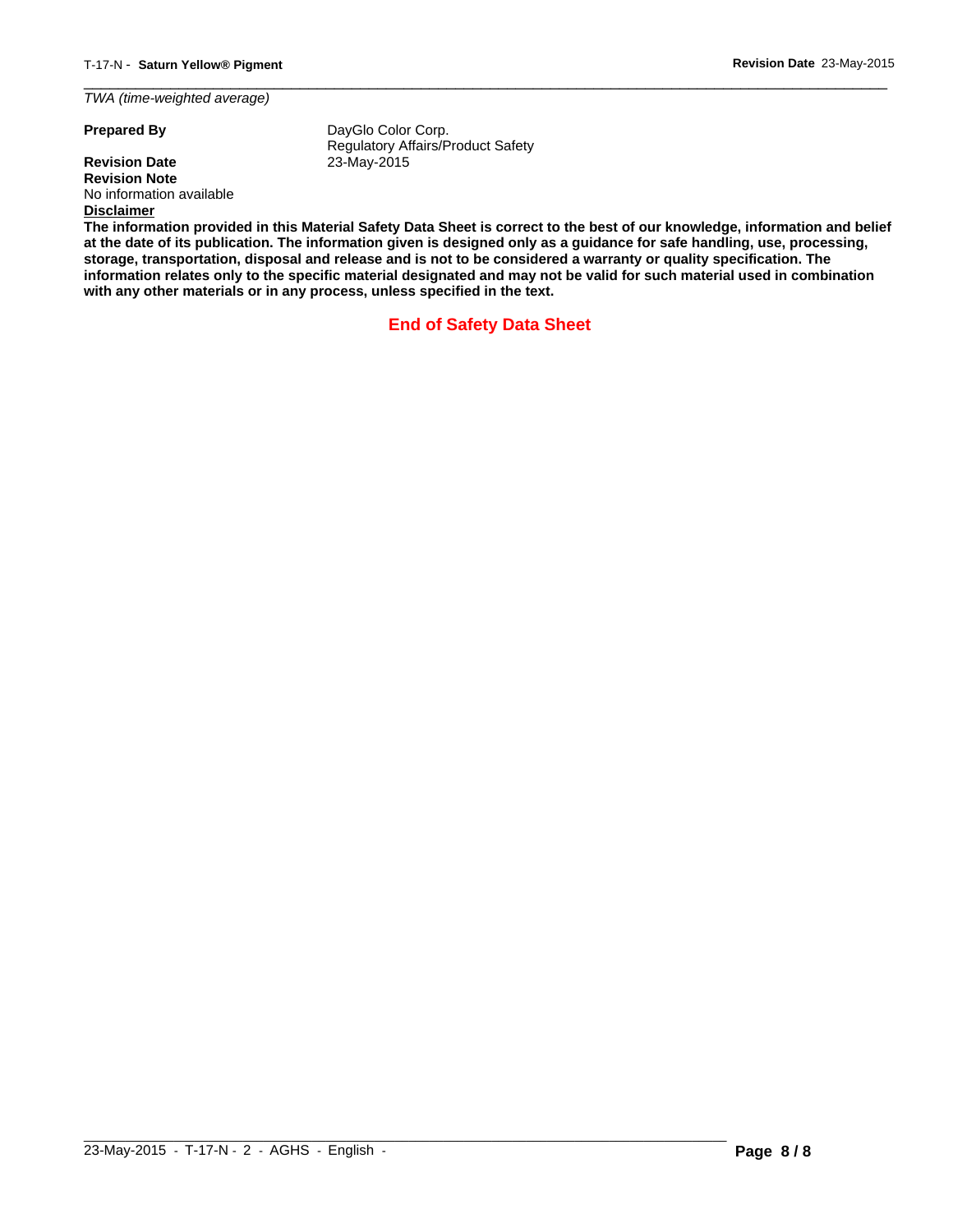*TWA (time-weighted average)*

**Prepared By** DayGlo Color Corp.
Regulatory Affairs/Product Safety

**Revision Date** 23-May-2015

**Revision Note**

No information available

**Disclaimer**

**The information provided in this Material Safety Data Sheet is correct to the best of our knowledge, information and belief at the date of its publication. The information given is designed only as a guidance for safe handling, use, processing, storage, transportation, disposal and release and is not to be considered a warranty or quality specification. The information relates only to the specific material designated and may not be valid for such material used in combination with any other materials or in any process, unless specified in the text.**

**End of Safety Data Sheet**